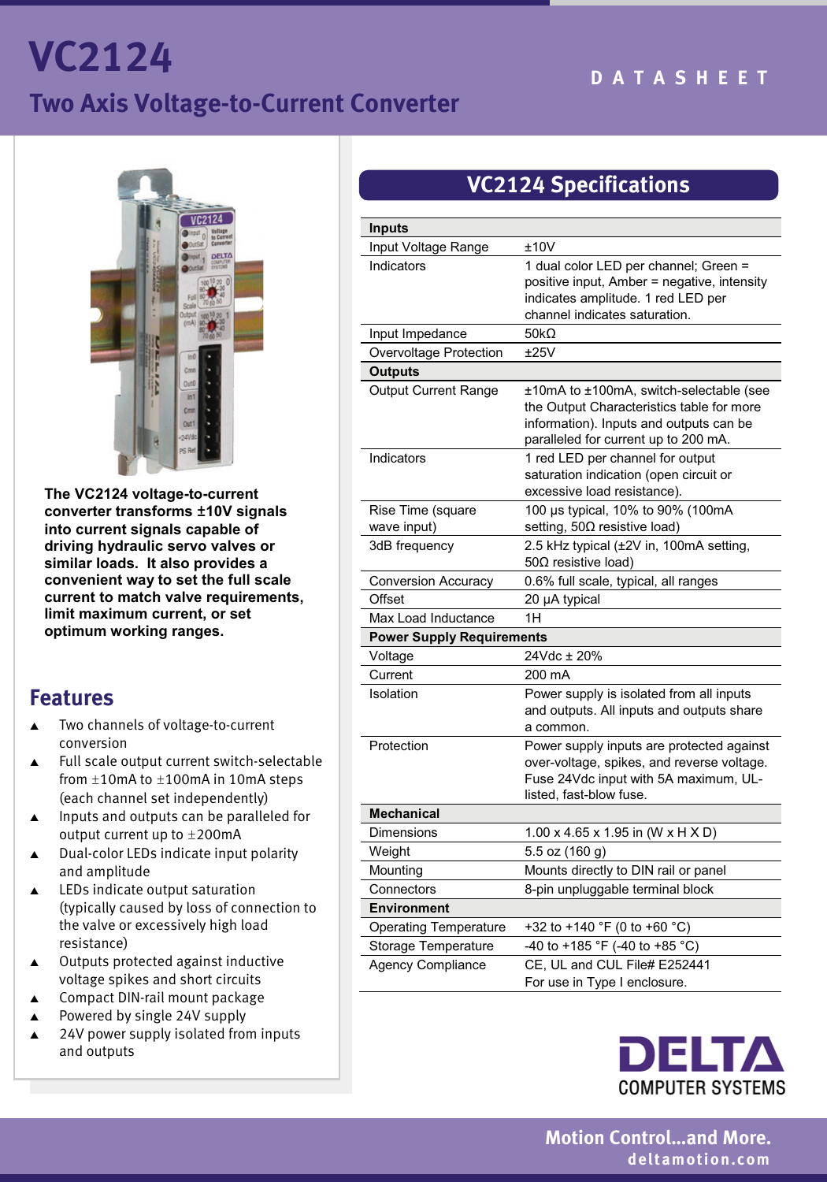# VC2124

## Two Axis Voltage-to-Current Converter

DATASHEET

**The VC2124 voltage-to-current converter transforms ±10V signals into current signals capable of driving hydraulic servo valves or similar loads. It also provides a convenient way to set the full scale current to match valve requirements, limit maximum current, or set optimum working ranges.**

## Features

- Two channels of voltage-to-current conversion
- Full scale output current switch-selectable from ±10mA to ±100mA in 10mA steps (each channel set independently)
- Inputs and outputs can be paralleled for output current up to ±200mA
- Dual-color LEDs indicate input polarity and amplitude
- LEDs indicate output saturation (typically caused by loss of connection to the valve or excessively high load resistance)
- Outputs protected against inductive voltage spikes and short circuits
- Compact DIN-rail mount package
- Powered by single 24V supply
- 24V power supply isolated from inputs and outputs

## VC2124 Specifications

| **Inputs** | |
|---|---|
| Input Voltage Range | ±10V |
| Indicators | 1 dual color LED per channel; Green = positive input, Amber = negative, intensity indicates amplitude. 1 red LED per channel indicates saturation. |
| Input Impedance | 50kΩ |
| Overvoltage Protection | ±25V |
| **Outputs** | |
| Output Current Range | ±10mA to ±100mA, switch-selectable (see the Output Characteristics table for more information). Inputs and outputs can be paralleled for current up to 200 mA. |
| Indicators | 1 red LED per channel for output saturation indication (open circuit or excessive load resistance). |
| Rise Time (square wave input) | 100 µs typical, 10% to 90% (100mA setting, 50Ω resistive load) |
| 3dB frequency | 2.5 kHz typical (±2V in, 100mA setting, 50Ω resistive load) |
| Conversion Accuracy | 0.6% full scale, typical, all ranges |
| Offset | 20 µA typical |
| Max Load Inductance | 1H |
| **Power Supply Requirements** | |
| Voltage | 24Vdc ± 20% |
| Current | 200 mA |
| Isolation | Power supply is isolated from all inputs and outputs. All inputs and outputs share a common. |
| Protection | Power supply inputs are protected against over-voltage, spikes, and reverse voltage. Fuse 24Vdc input with 5A maximum, UL-listed, fast-blow fuse. |
| **Mechanical** | |
| Dimensions | 1.00 x 4.65 x 1.95 in (W x H X D) |
| Weight | 5.5 oz (160 g) |
| Mounting | Mounts directly to DIN rail or panel |
| Connectors | 8-pin unpluggable terminal block |
| **Environment** | |
| Operating Temperature | +32 to +140 °F (0 to +60 °C) |
| Storage Temperature | -40 to +185 °F (-40 to +85 °C) |
| Agency Compliance | CE, UL and CUL File# E252441 For use in Type I enclosure. |

DELTA COMPUTER SYSTEMS

Motion Control...and More.
deltamotion.com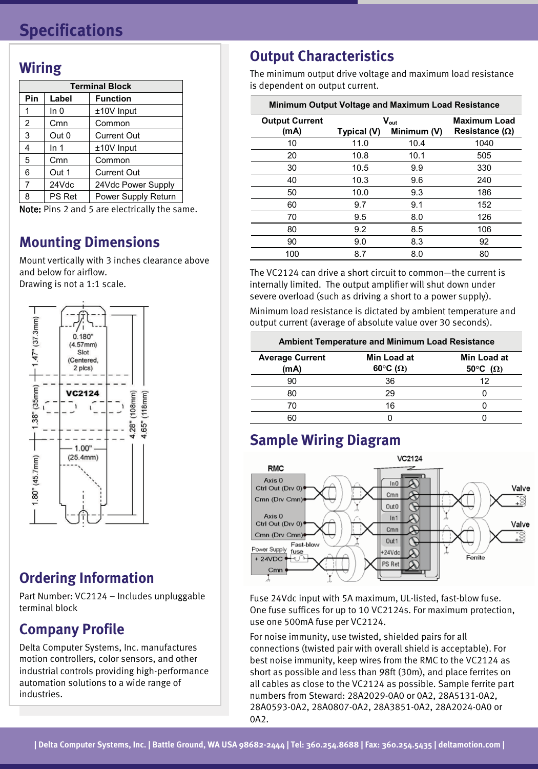# Specifications

## Wiring

| Terminal Block | | |
|---|---|---|
| **Pin** | **Label** | **Function** |
| 1 | In 0 | ±10V Input |
| 2 | Cmn | Common |
| 3 | Out 0 | Current Out |
| 4 | In 1 | ±10V Input |
| 5 | Cmn | Common |
| 6 | Out 1 | Current Out |
| 7 | 24Vdc | 24Vdc Power Supply |
| 8 | PS Ret | Power Supply Return |

**Note:** Pins 2 and 5 are electrically the same.

## Mounting Dimensions

Mount vertically with 3 inches clearance above and below for airflow.
Drawing is not a 1:1 scale.

0.180" (4.57mm) Slot (Centered, 2 plcs)
VC2124
1.47" (37.3mm)
1.38" (35mm)
1.80" (45.7mm)
1.00" (25.4mm)
4.28" (108mm)
4.65" (118mm)

## Ordering Information

Part Number: VC2124 – Includes unpluggable terminal block

## Company Profile

Delta Computer Systems, Inc. manufactures motion controllers, color sensors, and other industrial controls providing high-performance automation solutions to a wide range of industries.

## Output Characteristics

The minimum output drive voltage and maximum load resistance is dependent on output current.

| Minimum Output Voltage and Maximum Load Resistance | | | |
|---|---|---|---|
| Output Current (mA) | $V_{out}$ Typical (V) | $V_{out}$ Minimum (V) | Maximum Load Resistance (Ω) |
| 10 | 11.0 | 10.4 | 1040 |
| 20 | 10.8 | 10.1 | 505 |
| 30 | 10.5 | 9.9 | 330 |
| 40 | 10.3 | 9.6 | 240 |
| 50 | 10.0 | 9.3 | 186 |
| 60 | 9.7 | 9.1 | 152 |
| 70 | 9.5 | 8.0 | 126 |
| 80 | 9.2 | 8.5 | 106 |
| 90 | 9.0 | 8.3 | 92 |
| 100 | 8.7 | 8.0 | 80 |

The VC2124 can drive a short circuit to common—the current is internally limited. The output amplifier will shut down under severe overload (such as driving a short to a power supply).

Minimum load resistance is dictated by ambient temperature and output current (average of absolute value over 30 seconds).

| Ambient Temperature and Minimum Load Resistance | | |
|---|---|---|
| Average Current (mA) | Min Load at 60°C (Ω) | Min Load at 50°C (Ω) |
| 90 | 36 | 12 |
| 80 | 29 | 0 |
| 70 | 16 | 0 |
| 60 | 0 | 0 |

## Sample Wiring Diagram

RMC
Axis 0 Ctrl Out (Drv 0)
Cmn (Drv Cmn)
Axis 0 Ctrl Out (Drv 0)
Cmn (Drv Cmn)
Power Supply
+ 24VDC
Cmn
Fast-blow fuse
VC2124
In0
Cmn
Out0
In1
Cmn
Out1
+24Vdc
PS Ret
Valve
Valve
Ferrite

Fuse 24Vdc input with 5A maximum, UL-listed, fast-blow fuse. One fuse suffices for up to 10 VC2124s. For maximum protection, use one 500mA fuse per VC2124.

For noise immunity, use twisted, shielded pairs for all connections (twisted pair with overall shield is acceptable). For best noise immunity, keep wires from the RMC to the VC2124 as short as possible and less than 98ft (30m), and place ferrites on all cables as close to the VC2124 as possible. Sample ferrite part numbers from Steward: 28A2029-0A0 or 0A2, 28A5131-0A2, 28A0593-0A2, 28A0807-0A2, 28A3851-0A2, 28A2024-0A0 or 0A2.

| Delta Computer Systems, Inc. | Battle Ground, WA USA 98682-2444 | Tel: 360.254.8688 | Fax: 360.254.5435 | deltamotion.com |